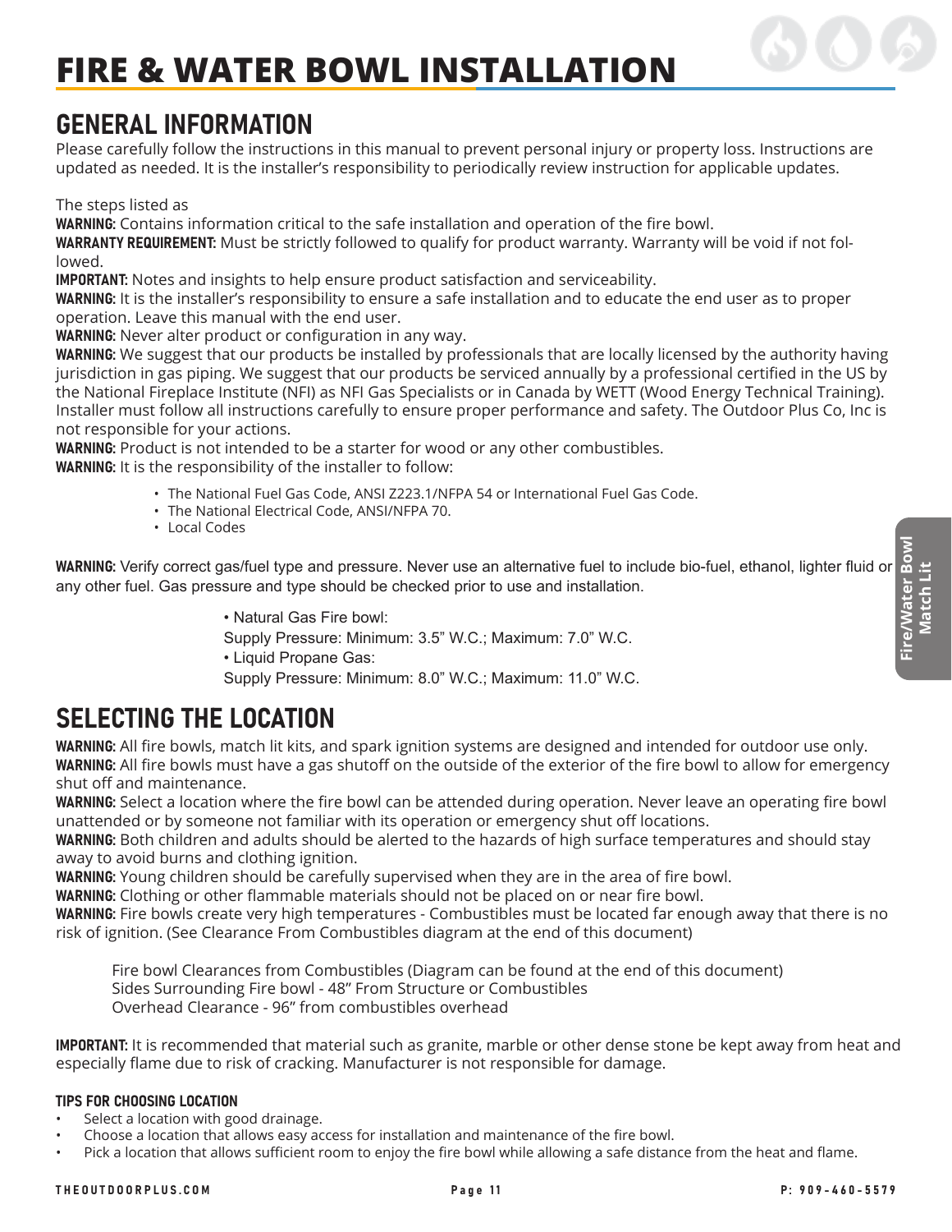# FIRE & WATER BOWL INSTALLATION

## GENERAL INFORMATION

Please carefully follow the instructions in this manual to prevent personal injury or property loss. Instructions are updated as needed. It is the installer's responsibility to periodically review instruction for applicable updates.

The steps listed as

**WARNING:** Contains information critical to the safe installation and operation of the fire bowl.

**WARRANTY REQUIREMENT:** Must be strictly followed to qualify for product warranty. Warranty will be void if not followed.

**IMPORTANT:** Notes and insights to help ensure product satisfaction and serviceability.

**WARNING:** It is the installer's responsibility to ensure a safe installation and to educate the end user as to proper operation. Leave this manual with the end user.

**WARNING:** Never alter product or configuration in any way.

**WARNING:** We suggest that our products be installed by professionals that are locally licensed by the authority having jurisdiction in gas piping. We suggest that our products be serviced annually by a professional certified in the US by the National Fireplace Institute (NFI) as NFI Gas Specialists or in Canada by WETT (Wood Energy Technical Training). Installer must follow all instructions carefully to ensure proper performance and safety. The Outdoor Plus Co, Inc is not responsible for your actions.

**WARNING:** Product is not intended to be a starter for wood or any other combustibles.

**WARNING:** It is the responsibility of the installer to follow:

- The National Fuel Gas Code, ANSI Z223.1/NFPA 54 or International Fuel Gas Code.
- The National Electrical Code, ANSI/NFPA 70.
- Local Codes

**WARNING:** Verify correct gas/fuel type and pressure. Never use an alternative fuel to include bio-fuel, ethanol, lighter fluid or any other fuel. Gas pressure and type should be checked prior to use and installation.

- Natural Gas Fire bowl:
  Supply Pressure: Minimum: 3.5" W.C.; Maximum: 7.0" W.C.
- Liquid Propane Gas:
  Supply Pressure: Minimum: 8.0" W.C.; Maximum: 11.0" W.C.

## SELECTING THE LOCATION

**WARNING:** All fire bowls, match lit kits, and spark ignition systems are designed and intended for outdoor use only.

**WARNING:** All fire bowls must have a gas shutoff on the outside of the exterior of the fire bowl to allow for emergency shut off and maintenance.

**WARNING:** Select a location where the fire bowl can be attended during operation. Never leave an operating fire bowl unattended or by someone not familiar with its operation or emergency shut off locations.

**WARNING:** Both children and adults should be alerted to the hazards of high surface temperatures and should stay away to avoid burns and clothing ignition.

**WARNING:** Young children should be carefully supervised when they are in the area of fire bowl.

**WARNING:** Clothing or other flammable materials should not be placed on or near fire bowl.

**WARNING:** Fire bowls create very high temperatures - Combustibles must be located far enough away that there is no risk of ignition. (See Clearance From Combustibles diagram at the end of this document)

Fire bowl Clearances from Combustibles (Diagram can be found at the end of this document)
Sides Surrounding Fire bowl - 48" From Structure or Combustibles
Overhead Clearance - 96" from combustibles overhead

**IMPORTANT:** It is recommended that material such as granite, marble or other dense stone be kept away from heat and especially flame due to risk of cracking. Manufacturer is not responsible for damage.

#### TIPS FOR CHOOSING LOCATION

- Select a location with good drainage.
- Choose a location that allows easy access for installation and maintenance of the fire bowl.
- Pick a location that allows sufficient room to enjoy the fire bowl while allowing a safe distance from the heat and flame.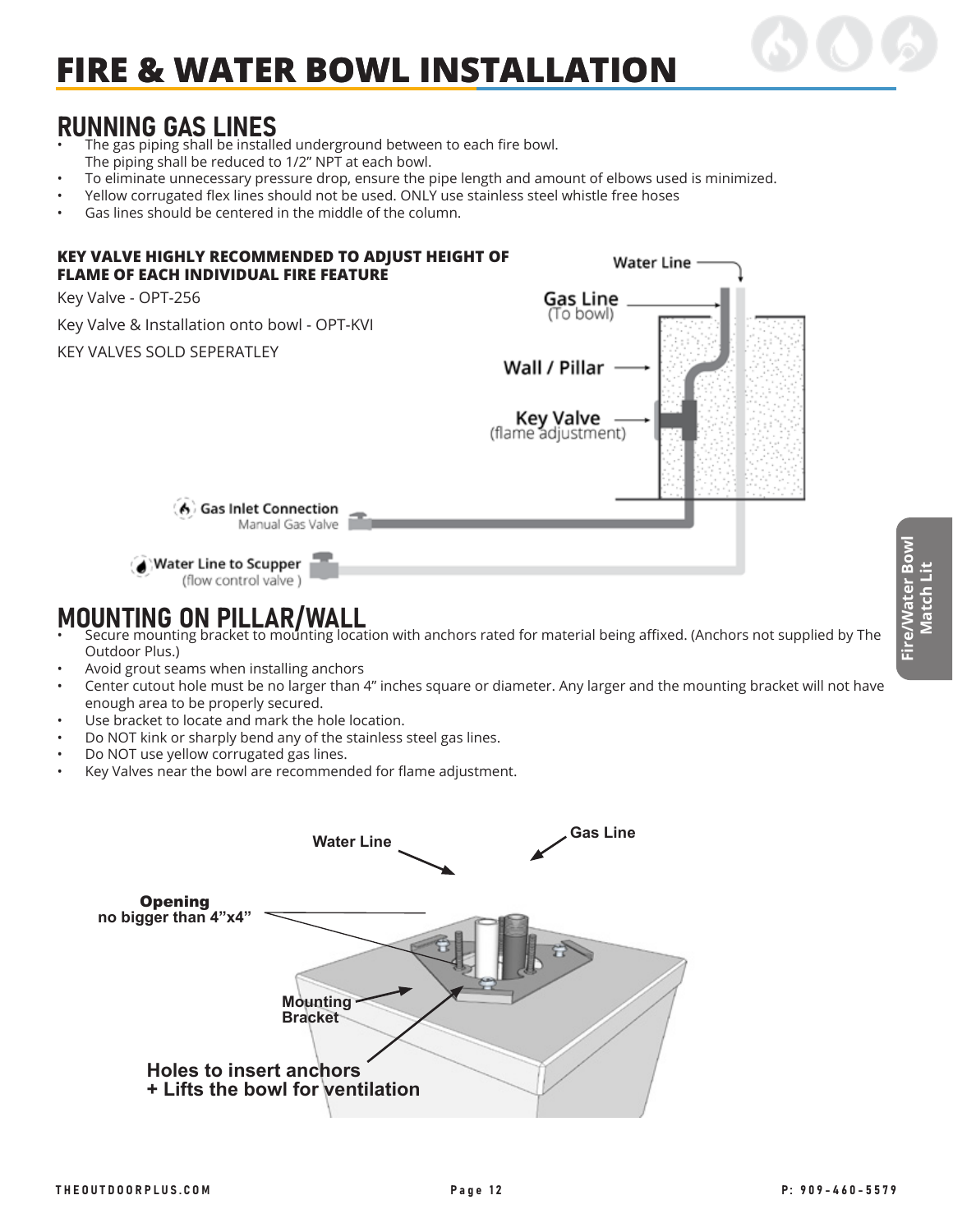# FIRE & WATER BOWL INSTALLATION

## RUNNING GAS LINES

- The gas piping shall be installed underground between to each fire bowl. The piping shall be reduced to 1/2" NPT at each bowl.
- To eliminate unnecessary pressure drop, ensure the pipe length and amount of elbows used is minimized.
- Yellow corrugated flex lines should not be used. ONLY use stainless steel whistle free hoses
- Gas lines should be centered in the middle of the column.

**KEY VALVE HIGHLY RECOMMENDED TO ADJUST HEIGHT OF FLAME OF EACH INDIVIDUAL FIRE FEATURE**

Key Valve - OPT-256

Key Valve & Installation onto bowl - OPT-KVI

KEY VALVES SOLD SEPERATLEY

Water Line

Gas Line (To bowl)

Wall / Pillar

Key Valve (flame adjustment)

Gas Inlet Connection
Manual Gas Valve

Water Line to Scupper
(flow control valve)

## MOUNTING ON PILLAR/WALL

- Secure mounting bracket to mounting location with anchors rated for material being affixed. (Anchors not supplied by The Outdoor Plus.)
- Avoid grout seams when installing anchors
- Center cutout hole must be no larger than 4" inches square or diameter. Any larger and the mounting bracket will not have enough area to be properly secured.
- Use bracket to locate and mark the hole location.
- Do NOT kink or sharply bend any of the stainless steel gas lines.
- Do NOT use yellow corrugated gas lines.
- Key Valves near the bowl are recommended for flame adjustment.

Water Line

Gas Line

**Opening**
**no bigger than 4"x4"**

**Mounting Bracket**

**Holes to insert anchors**
**+ Lifts the bowl for ventilation**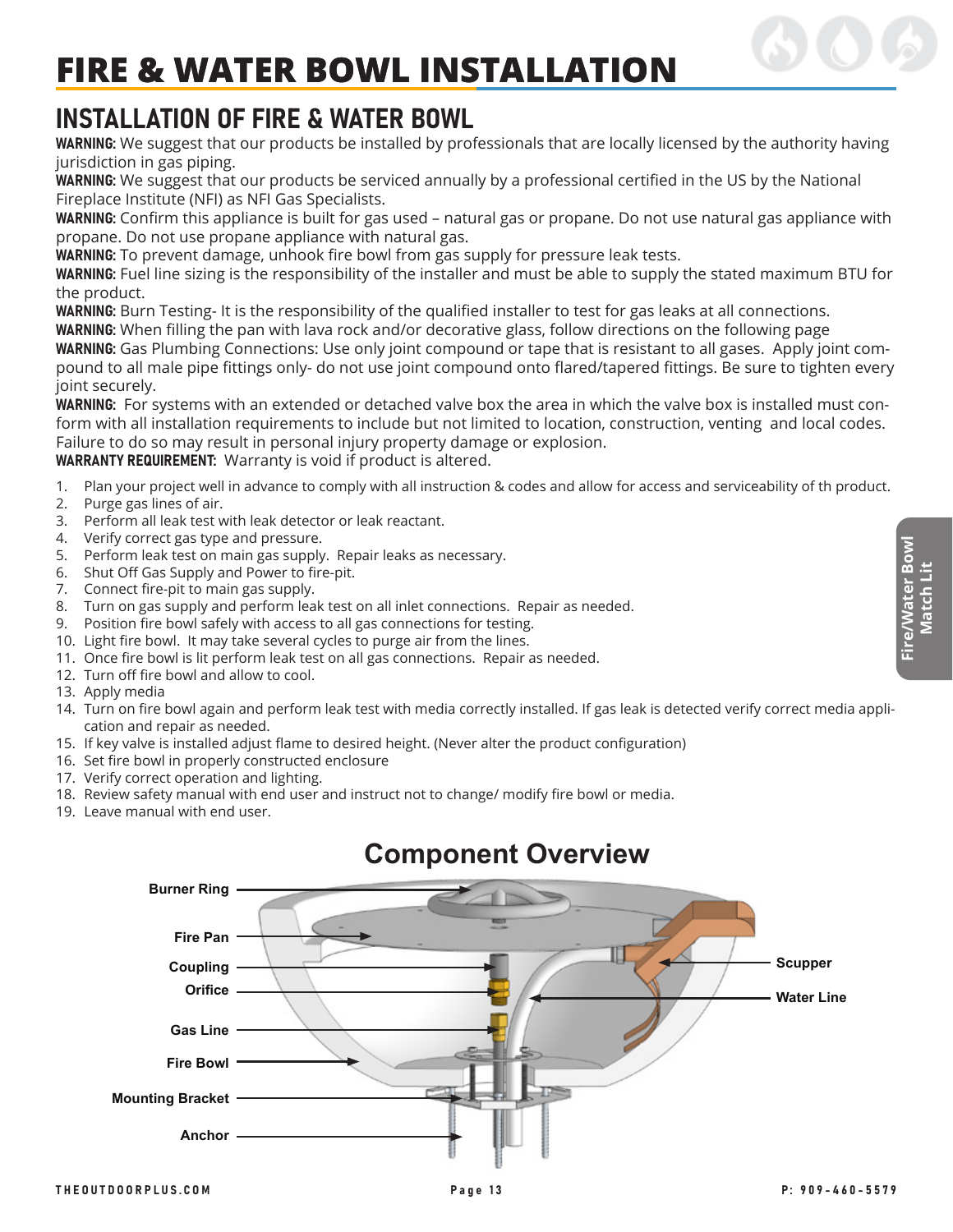# FIRE & WATER BOWL INSTALLATION

## INSTALLATION OF FIRE & WATER BOWL

**WARNING:** We suggest that our products be installed by professionals that are locally licensed by the authority having jurisdiction in gas piping.

**WARNING:** We suggest that our products be serviced annually by a professional certified in the US by the National Fireplace Institute (NFI) as NFI Gas Specialists.

**WARNING:** Confirm this appliance is built for gas used – natural gas or propane. Do not use natural gas appliance with propane. Do not use propane appliance with natural gas.

**WARNING:** To prevent damage, unhook fire bowl from gas supply for pressure leak tests.

**WARNING:** Fuel line sizing is the responsibility of the installer and must be able to supply the stated maximum BTU for the product.

**WARNING:** Burn Testing- It is the responsibility of the qualified installer to test for gas leaks at all connections.

**WARNING:** When filling the pan with lava rock and/or decorative glass, follow directions on the following page

**WARNING:** Gas Plumbing Connections: Use only joint compound or tape that is resistant to all gases. Apply joint compound to all male pipe fittings only- do not use joint compound onto flared/tapered fittings. Be sure to tighten every joint securely.

**WARNING:** For systems with an extended or detached valve box the area in which the valve box is installed must conform with all installation requirements to include but not limited to location, construction, venting and local codes. Failure to do so may result in personal injury property damage or explosion.

**WARRANTY REQUIREMENT:** Warranty is void if product is altered.

1. Plan your project well in advance to comply with all instruction & codes and allow for access and serviceability of th product.
2. Purge gas lines of air.
3. Perform all leak test with leak detector or leak reactant.
4. Verify correct gas type and pressure.
5. Perform leak test on main gas supply. Repair leaks as necessary.
6. Shut Off Gas Supply and Power to fire-pit.
7. Connect fire-pit to main gas supply.
8. Turn on gas supply and perform leak test on all inlet connections. Repair as needed.
9. Position fire bowl safely with access to all gas connections for testing.
10. Light fire bowl. It may take several cycles to purge air from the lines.
11. Once fire bowl is lit perform leak test on all gas connections. Repair as needed.
12. Turn off fire bowl and allow to cool.
13. Apply media
14. Turn on fire bowl again and perform leak test with media correctly installed. If gas leak is detected verify correct media application and repair as needed.
15. If key valve is installed adjust flame to desired height. (Never alter the product configuration)
16. Set fire bowl in properly constructed enclosure
17. Verify correct operation and lighting.
18. Review safety manual with end user and instruct not to change/ modify fire bowl or media.
19. Leave manual with end user.

## Component Overview

Burner Ring, Fire Pan, Coupling, Orifice, Gas Line, Fire Bowl, Mounting Bracket, Anchor, Scupper, Water Line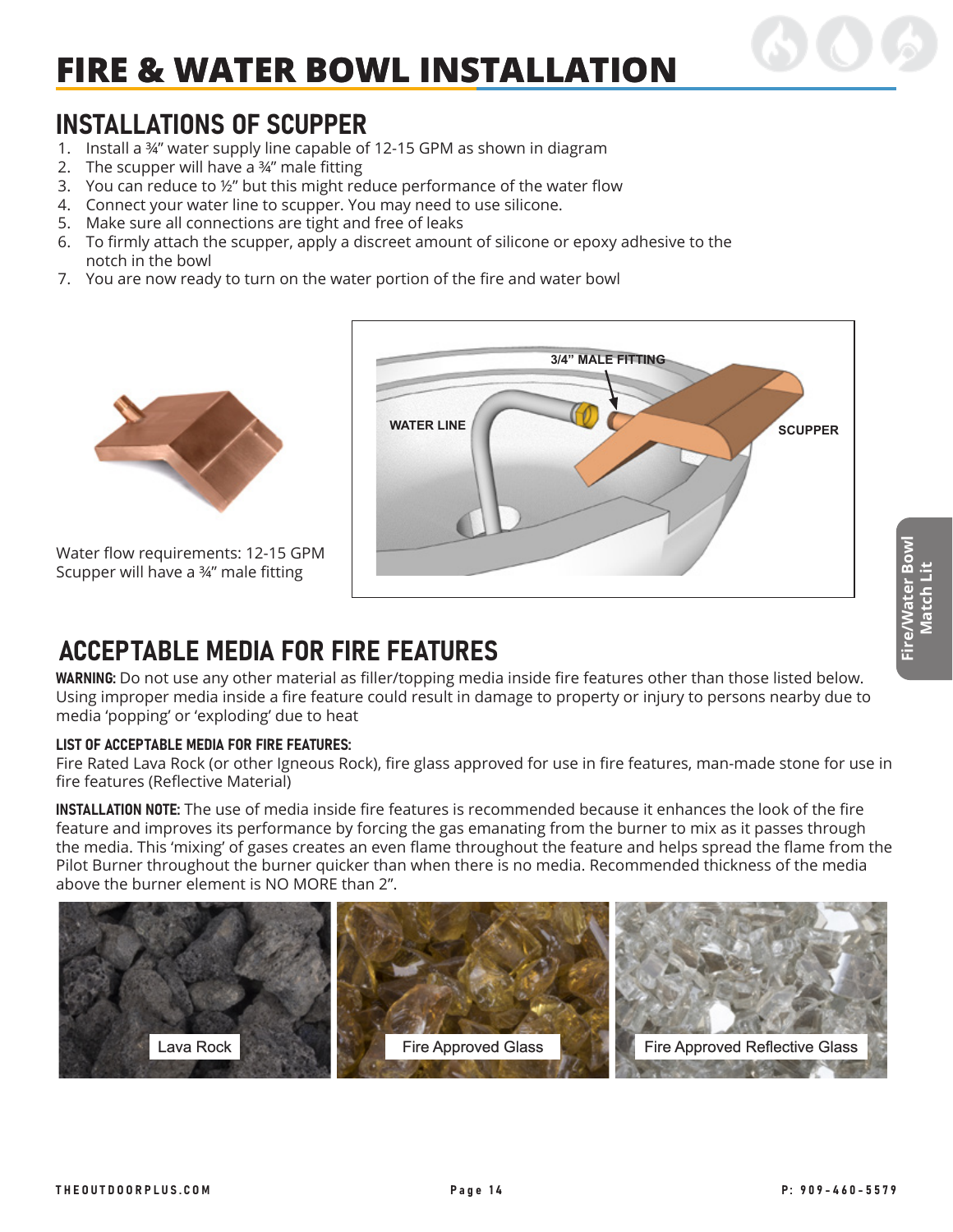# FIRE & WATER BOWL INSTALLATION

## INSTALLATIONS OF SCUPPER

1. Install a ¾" water supply line capable of 12-15 GPM as shown in diagram
2. The scupper will have a ¾" male fitting
3. You can reduce to ½" but this might reduce performance of the water flow
4. Connect your water line to scupper. You may need to use silicone.
5. Make sure all connections are tight and free of leaks
6. To firmly attach the scupper, apply a discreet amount of silicone or epoxy adhesive to the notch in the bowl
7. You are now ready to turn on the water portion of the fire and water bowl

Water flow requirements: 12-15 GPM
Scupper will have a ¾" male fitting

## ACCEPTABLE MEDIA FOR FIRE FEATURES

**WARNING:** Do not use any other material as filler/topping media inside fire features other than those listed below. Using improper media inside a fire feature could result in damage to property or injury to persons nearby due to media 'popping' or 'exploding' due to heat

**LIST OF ACCEPTABLE MEDIA FOR FIRE FEATURES:**
Fire Rated Lava Rock (or other Igneous Rock), fire glass approved for use in fire features, man-made stone for use in fire features (Reflective Material)

**INSTALLATION NOTE:** The use of media inside fire features is recommended because it enhances the look of the fire feature and improves its performance by forcing the gas emanating from the burner to mix as it passes through the media. This 'mixing' of gases creates an even flame throughout the feature and helps spread the flame from the Pilot Burner throughout the burner quicker than when there is no media. Recommended thickness of the media above the burner element is NO MORE than 2".

Lava Rock

Fire Approved Glass

Fire Approved Reflective Glass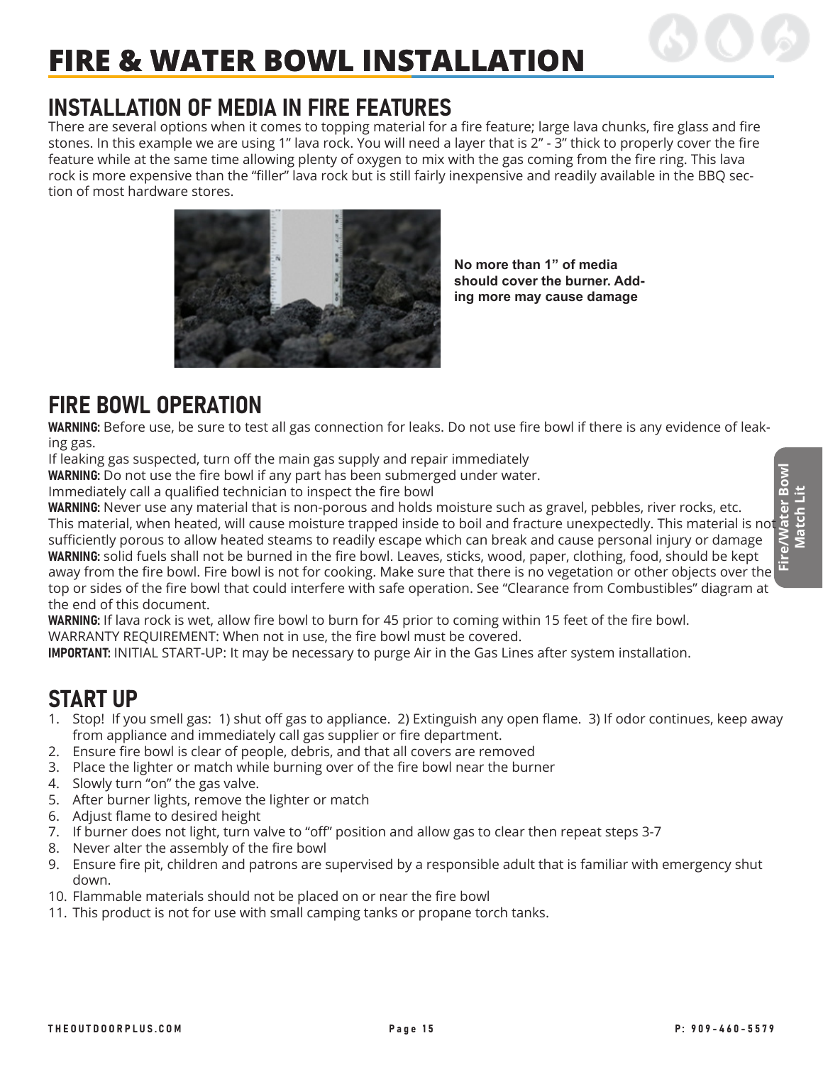# FIRE & WATER BOWL INSTALLATION

## INSTALLATION OF MEDIA IN FIRE FEATURES

There are several options when it comes to topping material for a fire feature; large lava chunks, fire glass and fire stones. In this example we are using 1" lava rock. You will need a layer that is 2" - 3" thick to properly cover the fire feature while at the same time allowing plenty of oxygen to mix with the gas coming from the fire ring. This lava rock is more expensive than the "filler" lava rock but is still fairly inexpensive and readily available in the BBQ section of most hardware stores.

**No more than 1" of media should cover the burner. Adding more may cause damage**

## FIRE BOWL OPERATION

**WARNING:** Before use, be sure to test all gas connection for leaks. Do not use fire bowl if there is any evidence of leaking gas.
If leaking gas suspected, turn off the main gas supply and repair immediately
**WARNING:** Do not use the fire bowl if any part has been submerged under water.
Immediately call a qualified technician to inspect the fire bowl
**WARNING:** Never use any material that is non-porous and holds moisture such as gravel, pebbles, river rocks, etc. This material, when heated, will cause moisture trapped inside to boil and fracture unexpectedly. This material is not sufficiently porous to allow heated steams to readily escape which can break and cause personal injury or damage
**WARNING:** solid fuels shall not be burned in the fire bowl. Leaves, sticks, wood, paper, clothing, food, should be kept away from the fire bowl. Fire bowl is not for cooking. Make sure that there is no vegetation or other objects over the top or sides of the fire bowl that could interfere with safe operation. See "Clearance from Combustibles" diagram at the end of this document.
**WARNING:** If lava rock is wet, allow fire bowl to burn for 45 prior to coming within 15 feet of the fire bowl.
WARRANTY REQUIREMENT: When not in use, the fire bowl must be covered.
**IMPORTANT:** INITIAL START-UP: It may be necessary to purge Air in the Gas Lines after system installation.

## START UP

1. Stop! If you smell gas: 1) shut off gas to appliance. 2) Extinguish any open flame. 3) If odor continues, keep away from appliance and immediately call gas supplier or fire department.
2. Ensure fire bowl is clear of people, debris, and that all covers are removed
3. Place the lighter or match while burning over of the fire bowl near the burner
4. Slowly turn "on" the gas valve.
5. After burner lights, remove the lighter or match
6. Adjust flame to desired height
7. If burner does not light, turn valve to "off" position and allow gas to clear then repeat steps 3-7
8. Never alter the assembly of the fire bowl
9. Ensure fire pit, children and patrons are supervised by a responsible adult that is familiar with emergency shut down.
10. Flammable materials should not be placed on or near the fire bowl
11. This product is not for use with small camping tanks or propane torch tanks.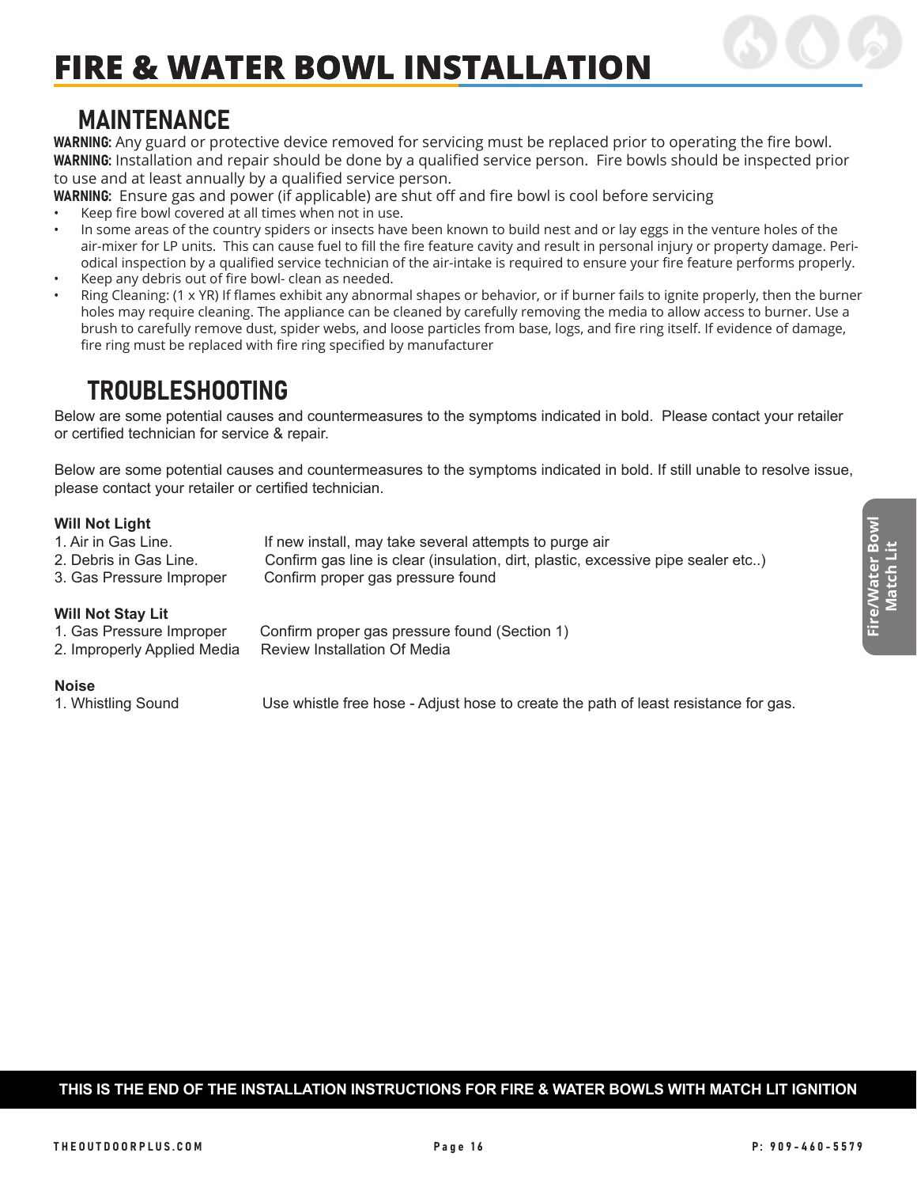# FIRE & WATER BOWL INSTALLATION

## MAINTENANCE

**WARNING:** Any guard or protective device removed for servicing must be replaced prior to operating the fire bowl.
**WARNING:** Installation and repair should be done by a qualified service person. Fire bowls should be inspected prior to use and at least annually by a qualified service person.
**WARNING:** Ensure gas and power (if applicable) are shut off and fire bowl is cool before servicing

- Keep fire bowl covered at all times when not in use.
- In some areas of the country spiders or insects have been known to build nest and or lay eggs in the venture holes of the air-mixer for LP units. This can cause fuel to fill the fire feature cavity and result in personal injury or property damage. Periodical inspection by a qualified service technician of the air-intake is required to ensure your fire feature performs properly.
- Keep any debris out of fire bowl- clean as needed.
- Ring Cleaning: (1 x YR) If flames exhibit any abnormal shapes or behavior, or if burner fails to ignite properly, then the burner holes may require cleaning. The appliance can be cleaned by carefully removing the media to allow access to burner. Use a brush to carefully remove dust, spider webs, and loose particles from base, logs, and fire ring itself. If evidence of damage, fire ring must be replaced with fire ring specified by manufacturer

## TROUBLESHOOTING

Below are some potential causes and countermeasures to the symptoms indicated in bold. Please contact your retailer or certified technician for service & repair.

Below are some potential causes and countermeasures to the symptoms indicated in bold. If still unable to resolve issue, please contact your retailer or certified technician.

**Will Not Light**

| | |
|---|---|
| 1. Air in Gas Line. | If new install, may take several attempts to purge air |
| 2. Debris in Gas Line. | Confirm gas line is clear (insulation, dirt, plastic, excessive pipe sealer etc..) |
| 3. Gas Pressure Improper | Confirm proper gas pressure found |

**Will Not Stay Lit**

| | |
|---|---|
| 1. Gas Pressure Improper | Confirm proper gas pressure found (Section 1) |
| 2. Improperly Applied Media | Review Installation Of Media |

**Noise**

| | |
|---|---|
| 1. Whistling Sound | Use whistle free hose - Adjust hose to create the path of least resistance for gas. |

Fire/Water Bowl Match Lit

**THIS IS THE END OF THE INSTALLATION INSTRUCTIONS FOR FIRE & WATER BOWLS WITH MATCH LIT IGNITION**